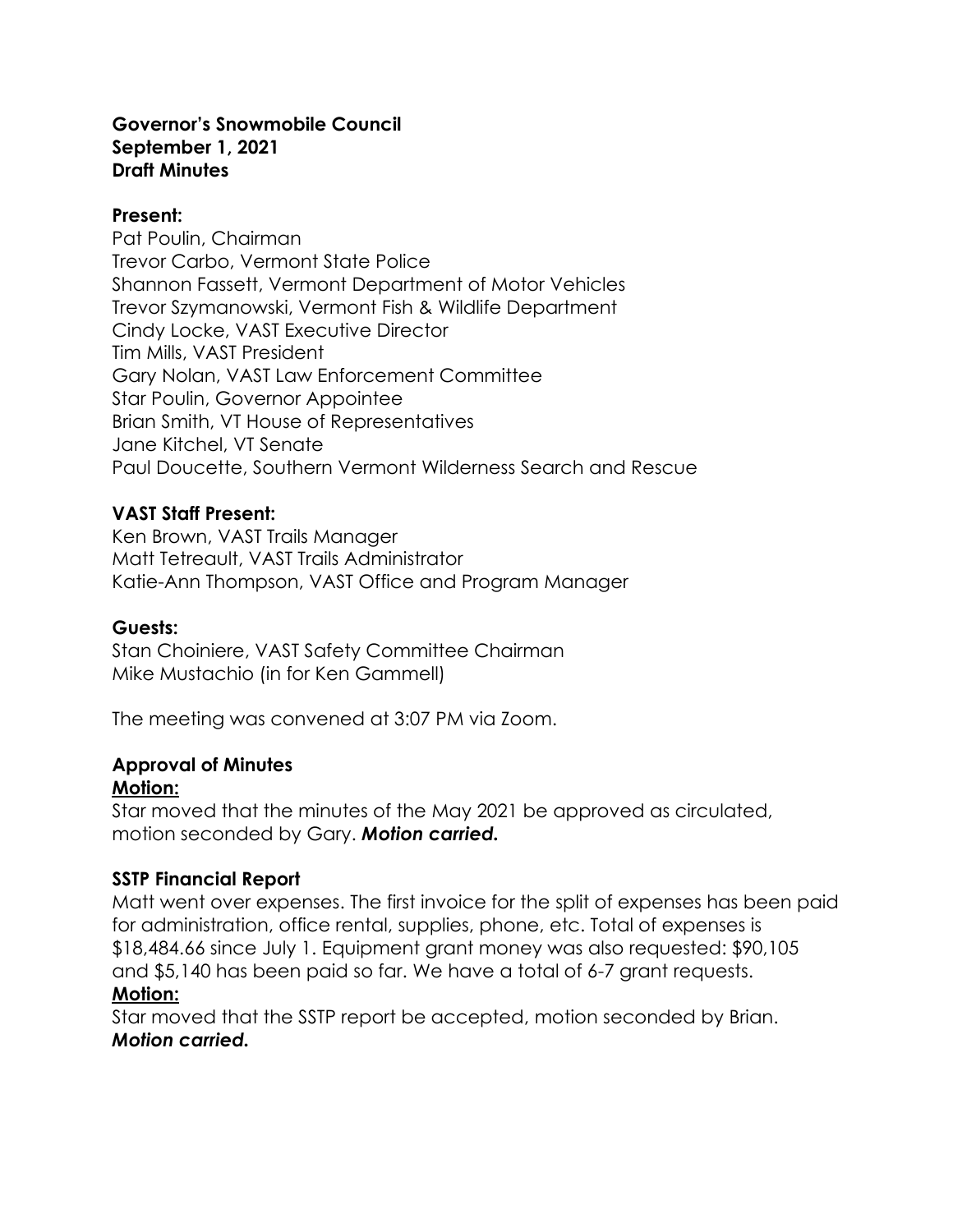**Governor's Snowmobile Council**
**September 1, 2021**
**Draft Minutes**

**Present:**
Pat Poulin, Chairman
Trevor Carbo, Vermont State Police
Shannon Fassett, Vermont Department of Motor Vehicles
Trevor Szymanowski, Vermont Fish & Wildlife Department
Cindy Locke, VAST Executive Director
Tim Mills, VAST President
Gary Nolan, VAST Law Enforcement Committee
Star Poulin, Governor Appointee
Brian Smith, VT House of Representatives
Jane Kitchel, VT Senate
Paul Doucette, Southern Vermont Wilderness Search and Rescue

**VAST Staff Present:**
Ken Brown, VAST Trails Manager
Matt Tetreault, VAST Trails Administrator
Katie-Ann Thompson, VAST Office and Program Manager

**Guests:**
Stan Choiniere, VAST Safety Committee Chairman
Mike Mustachio (in for Ken Gammell)

The meeting was convened at 3:07 PM via Zoom.

**Approval of Minutes**

**Motion:**

Star moved that the minutes of the May 2021 be approved as circulated, motion seconded by Gary. ***Motion carried.***

**SSTP Financial Report**

Matt went over expenses. The first invoice for the split of expenses has been paid for administration, office rental, supplies, phone, etc. Total of expenses is $18,484.66 since July 1. Equipment grant money was also requested: $90,105 and $5,140 has been paid so far. We have a total of 6-7 grant requests.

**Motion:**

Star moved that the SSTP report be accepted, motion seconded by Brian. ***Motion carried.***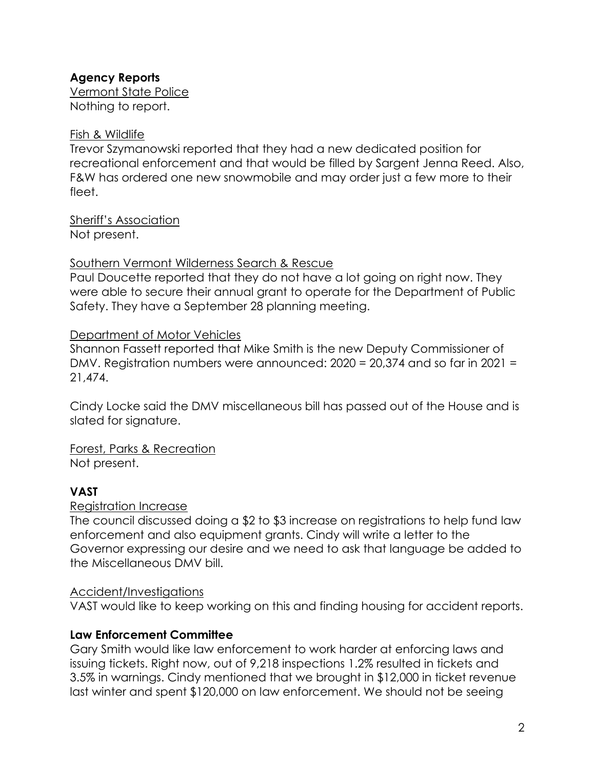**Agency Reports**

Vermont State Police

Nothing to report.

Fish & Wildlife

Trevor Szymanowski reported that they had a new dedicated position for recreational enforcement and that would be filled by Sargent Jenna Reed. Also, F&W has ordered one new snowmobile and may order just a few more to their fleet.

Sheriff's Association

Not present.

Southern Vermont Wilderness Search & Rescue

Paul Doucette reported that they do not have a lot going on right now. They were able to secure their annual grant to operate for the Department of Public Safety. They have a September 28 planning meeting.

Department of Motor Vehicles

Shannon Fassett reported that Mike Smith is the new Deputy Commissioner of DMV. Registration numbers were announced: 2020 = 20,374 and so far in 2021 = 21,474.

Cindy Locke said the DMV miscellaneous bill has passed out of the House and is slated for signature.

Forest, Parks & Recreation

Not present.

**VAST**

Registration Increase

The council discussed doing a $2 to $3 increase on registrations to help fund law enforcement and also equipment grants. Cindy will write a letter to the Governor expressing our desire and we need to ask that language be added to the Miscellaneous DMV bill.

Accident/Investigations

VAST would like to keep working on this and finding housing for accident reports.

**Law Enforcement Committee**

Gary Smith would like law enforcement to work harder at enforcing laws and issuing tickets. Right now, out of 9,218 inspections 1.2% resulted in tickets and 3.5% in warnings. Cindy mentioned that we brought in $12,000 in ticket revenue last winter and spent $120,000 on law enforcement. We should not be seeing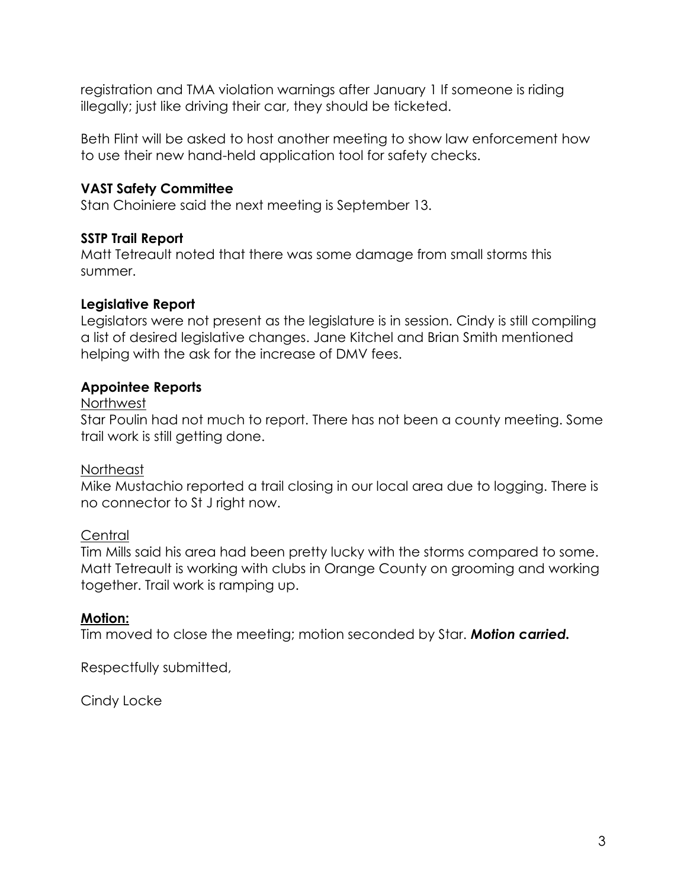registration and TMA violation warnings after January 1 If someone is riding illegally; just like driving their car, they should be ticketed.

Beth Flint will be asked to host another meeting to show law enforcement how to use their new hand-held application tool for safety checks.

**VAST Safety Committee**
Stan Choiniere said the next meeting is September 13.

**SSTP Trail Report**
Matt Tetreault noted that there was some damage from small storms this summer.

**Legislative Report**
Legislators were not present as the legislature is in session. Cindy is still compiling a list of desired legislative changes. Jane Kitchel and Brian Smith mentioned helping with the ask for the increase of DMV fees.

**Appointee Reports**

<u>Northwest</u>
Star Poulin had not much to report. There has not been a county meeting. Some trail work is still getting done.

<u>Northeast</u>
Mike Mustachio reported a trail closing in our local area due to logging. There is no connector to St J right now.

<u>Central</u>
Tim Mills said his area had been pretty lucky with the storms compared to some. Matt Tetreault is working with clubs in Orange County on grooming and working together. Trail work is ramping up.

**<u>Motion:</u>**
Tim moved to close the meeting; motion seconded by Star. ***Motion carried.***

Respectfully submitted,

Cindy Locke